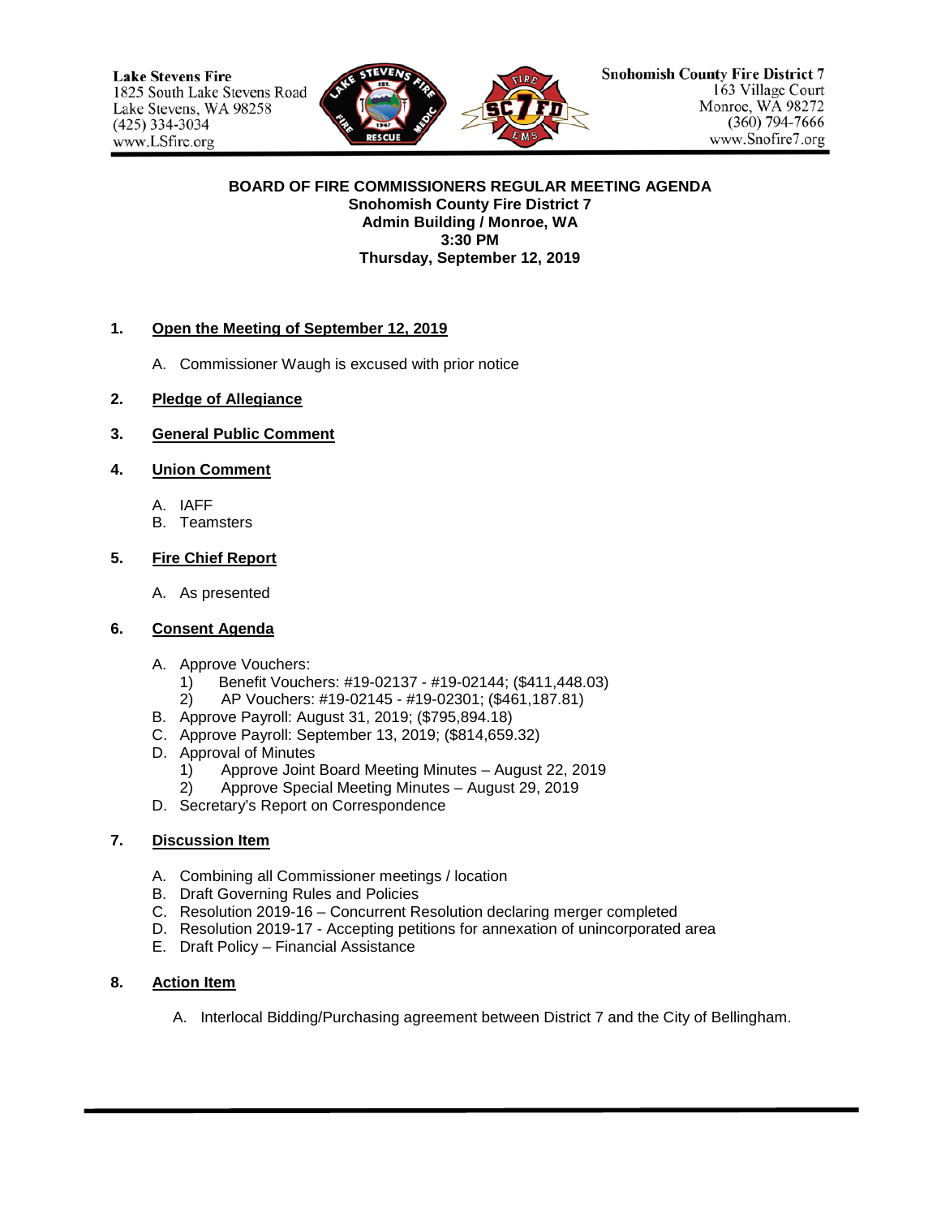Lake Stevens Fire
1825 South Lake Stevens Road
Lake Stevens, WA 98258
(425) 334-3034
www.LSfire.org

Snohomish County Fire District 7
163 Village Court
Monroe, WA 98272
(360) 794-7666
www.Snofire7.org

**BOARD OF FIRE COMMISSIONERS REGULAR MEETING AGENDA**
**Snohomish County Fire District 7**
**Admin Building / Monroe, WA**
**3:30 PM**
**Thursday, September 12, 2019**

1. **Open the Meeting of September 12, 2019**

   A. Commissioner Waugh is excused with prior notice

2. **Pledge of Allegiance**

3. **General Public Comment**

4. **Union Comment**

   A. IAFF
   B. Teamsters

5. **Fire Chief Report**

   A. As presented

6. **Consent Agenda**

   A. Approve Vouchers:
      1) Benefit Vouchers: #19-02137 - #19-02144; ($411,448.03)
      2) AP Vouchers: #19-02145 - #19-02301; ($461,187.81)
   B. Approve Payroll: August 31, 2019; ($795,894.18)
   C. Approve Payroll: September 13, 2019; ($814,659.32)
   D. Approval of Minutes
      1) Approve Joint Board Meeting Minutes – August 22, 2019
      2) Approve Special Meeting Minutes – August 29, 2019
   D. Secretary's Report on Correspondence

7. **Discussion Item**

   A. Combining all Commissioner meetings / location
   B. Draft Governing Rules and Policies
   C. Resolution 2019-16 – Concurrent Resolution declaring merger completed
   D. Resolution 2019-17 - Accepting petitions for annexation of unincorporated area
   E. Draft Policy – Financial Assistance

8. **Action Item**

   A. Interlocal Bidding/Purchasing agreement between District 7 and the City of Bellingham.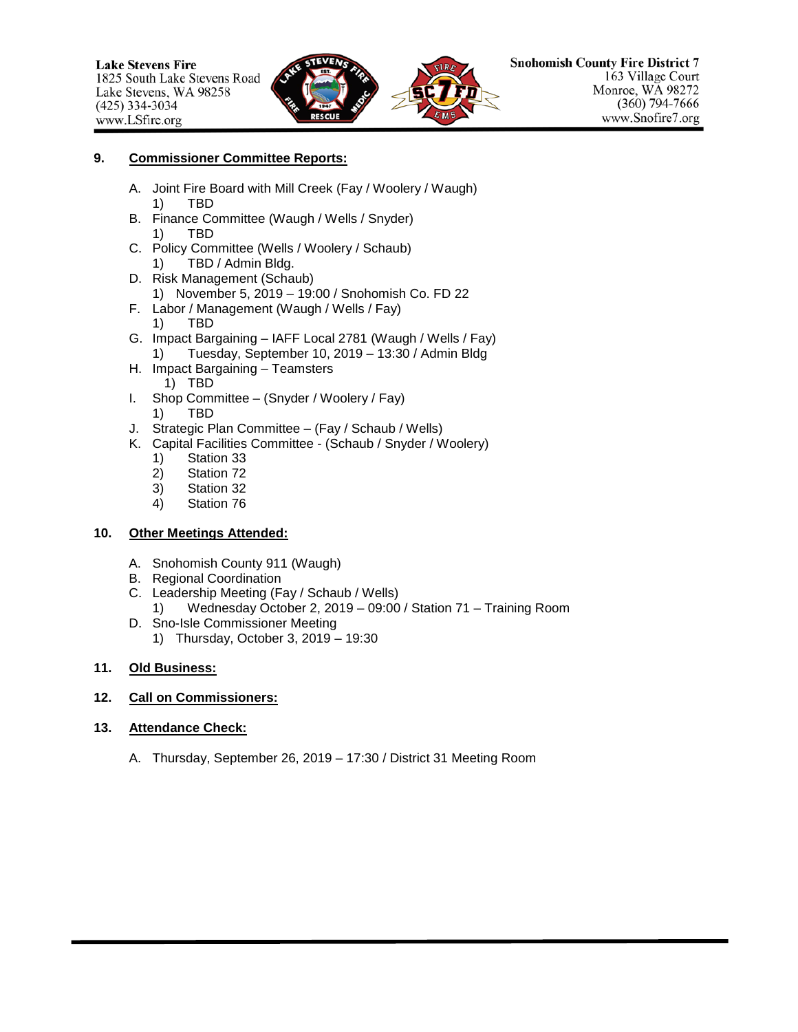## 9. Commissioner Committee Reports:

A. Joint Fire Board with Mill Creek (Fay / Woolery / Waugh)
   1) TBD
B. Finance Committee (Waugh / Wells / Snyder)
   1) TBD
C. Policy Committee (Wells / Woolery / Schaub)
   1) TBD / Admin Bldg.
D. Risk Management (Schaub)
   1) November 5, 2019 – 19:00 / Snohomish Co. FD 22
F. Labor / Management (Waugh / Wells / Fay)
   1) TBD
G. Impact Bargaining – IAFF Local 2781 (Waugh / Wells / Fay)
   1) Tuesday, September 10, 2019 – 13:30 / Admin Bldg
H. Impact Bargaining – Teamsters
   1) TBD
I. Shop Committee – (Snyder / Woolery / Fay)
   1) TBD
J. Strategic Plan Committee – (Fay / Schaub / Wells)
K. Capital Facilities Committee - (Schaub / Snyder / Woolery)
   1) Station 33
   2) Station 72
   3) Station 32
   4) Station 76

## 10. Other Meetings Attended:

A. Snohomish County 911 (Waugh)
B. Regional Coordination
C. Leadership Meeting (Fay / Schaub / Wells)
   1) Wednesday October 2, 2019 – 09:00 / Station 71 – Training Room
D. Sno-Isle Commissioner Meeting
   1) Thursday, October 3, 2019 – 19:30

## 11. Old Business:

## 12. Call on Commissioners:

## 13. Attendance Check:

A. Thursday, September 26, 2019 – 17:30 / District 31 Meeting Room